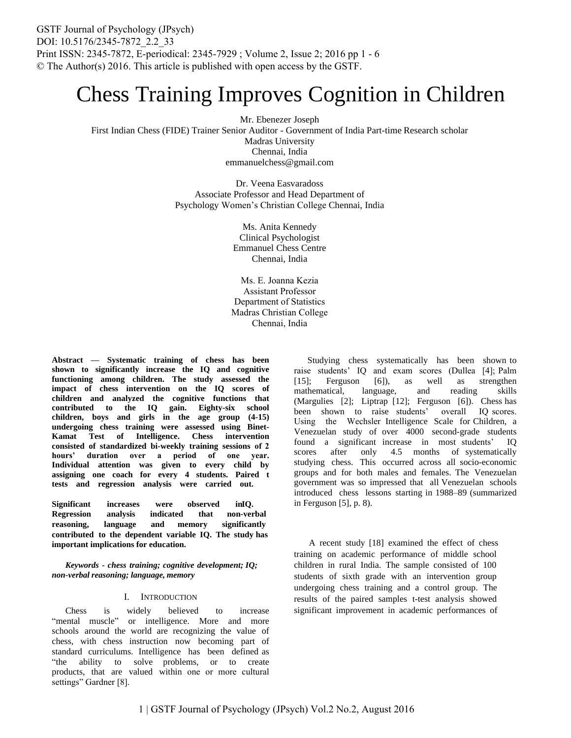# Chess Training Improves Cognition in Children

Mr. Ebenezer Joseph
First Indian Chess (FIDE) Trainer Senior Auditor - Government of India Part-time Research scholar
Madras University
Chennai, India
emmanuelchess@gmail.com

Dr. Veena Easvaradoss
Associate Professor and Head Department of
Psychology Women's Christian College Chennai, India

Ms. Anita Kennedy
Clinical Psychologist
Emmanuel Chess Centre
Chennai, India

Ms. E. Joanna Kezia
Assistant Professor
Department of Statistics
Madras Christian College
Chennai, India

**Abstract — Systematic training of chess has been shown to significantly increase the IQ and cognitive functioning among children. The study assessed the impact of chess intervention on the IQ scores of children and analyzed the cognitive functions that contributed to the IQ gain. Eighty-six school children, boys and girls in the age group (4-15) undergoing chess training were assessed using Binet-Kamat Test of Intelligence. Chess intervention consisted of standardized bi-weekly training sessions of 2 hours' duration over a period of one year. Individual attention was given to every child by assigning one coach for every 4 students. Paired t tests and regression analysis were carried out.**

**Significant increases were observed inIQ. Regression analysis indicated that non-verbal reasoning, language and memory significantly contributed to the dependent variable IQ. The study has important implications for education.**

***Keywords - chess training; cognitive development; IQ; non-verbal reasoning; language, memory***

## I. Introduction

Chess is widely believed to increase "mental muscle" or intelligence. More and more schools around the world are recognizing the value of chess, with chess instruction now becoming part of standard curriculums. Intelligence has been defined as "the ability to solve problems, or to create products, that are valued within one or more cultural settings" Gardner [8].

Studying chess systematically has been shown to raise students' IQ and exam scores (Dullea [4]; Palm [15]; Ferguson [6]), as well as strengthen mathematical, language, and reading skills (Margulies [2]; Liptrap [12]; Ferguson [6]). Chess has been shown to raise students' overall IQ scores. Using the Wechsler Intelligence Scale for Children, a Venezuelan study of over 4000 second-grade students found a significant increase in most students' IQ scores after only 4.5 months of systematically studying chess. This occurred across all socio-economic groups and for both males and females. The Venezuelan government was so impressed that all Venezuelan schools introduced chess lessons starting in 1988–89 (summarized in Ferguson [5], p. 8).

A recent study [18] examined the effect of chess training on academic performance of middle school children in rural India. The sample consisted of 100 students of sixth grade with an intervention group undergoing chess training and a control group. The results of the paired samples t-test analysis showed significant improvement in academic performances of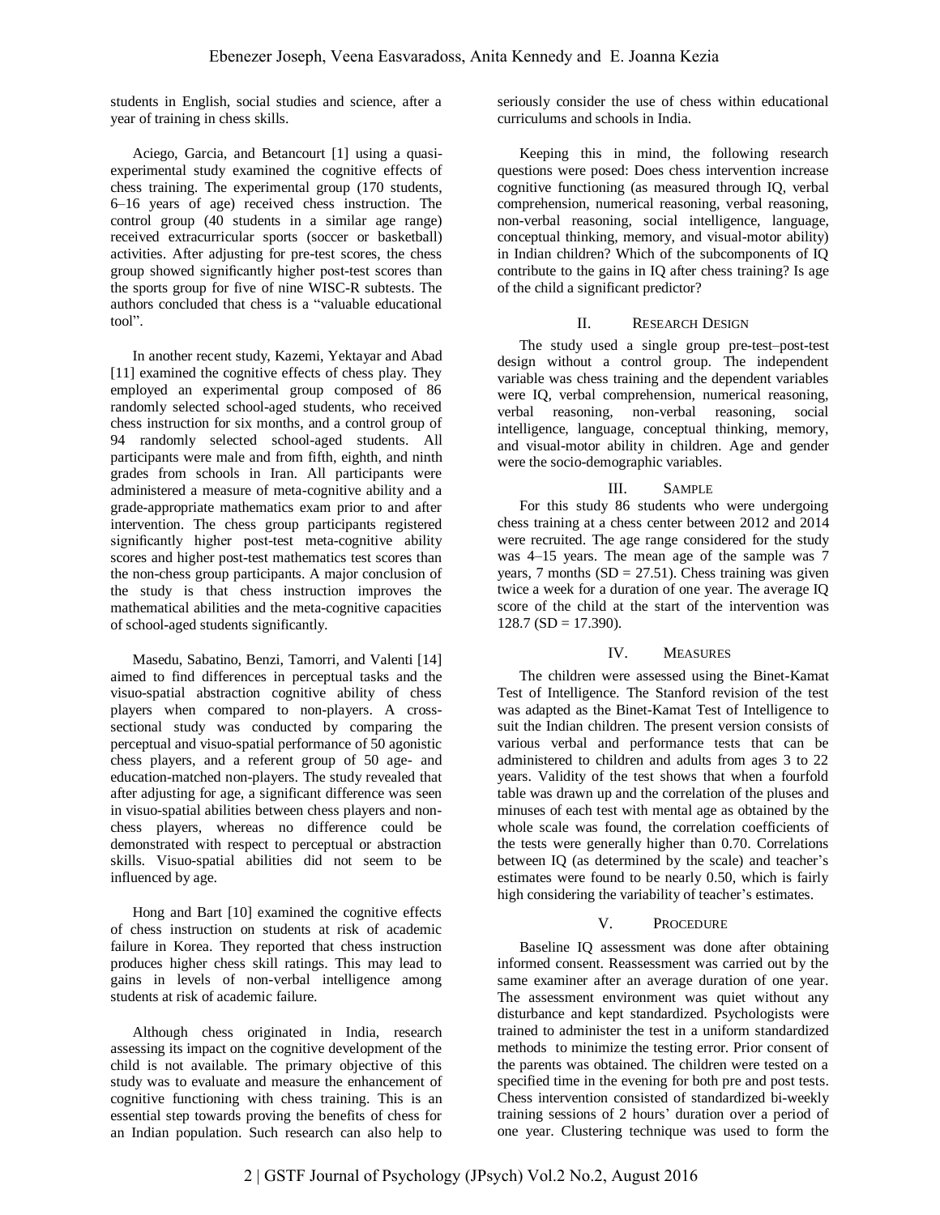students in English, social studies and science, after a year of training in chess skills.

Aciego, Garcia, and Betancourt [1] using a quasi-experimental study examined the cognitive effects of chess training. The experimental group (170 students, 6–16 years of age) received chess instruction. The control group (40 students in a similar age range) received extracurricular sports (soccer or basketball) activities. After adjusting for pre-test scores, the chess group showed significantly higher post-test scores than the sports group for five of nine WISC-R subtests. The authors concluded that chess is a "valuable educational tool".

In another recent study, Kazemi, Yektayar and Abad [11] examined the cognitive effects of chess play. They employed an experimental group composed of 86 randomly selected school-aged students, who received chess instruction for six months, and a control group of 94 randomly selected school-aged students. All participants were male and from fifth, eighth, and ninth grades from schools in Iran. All participants were administered a measure of meta-cognitive ability and a grade-appropriate mathematics exam prior to and after intervention. The chess group participants registered significantly higher post-test meta-cognitive ability scores and higher post-test mathematics test scores than the non-chess group participants. A major conclusion of the study is that chess instruction improves the mathematical abilities and the meta-cognitive capacities of school-aged students significantly.

Masedu, Sabatino, Benzi, Tamorri, and Valenti [14] aimed to find differences in perceptual tasks and the visuo-spatial abstraction cognitive ability of chess players when compared to non-players. A cross-sectional study was conducted by comparing the perceptual and visuo-spatial performance of 50 agonistic chess players, and a referent group of 50 age- and education-matched non-players. The study revealed that after adjusting for age, a significant difference was seen in visuo-spatial abilities between chess players and non-chess players, whereas no difference could be demonstrated with respect to perceptual or abstraction skills. Visuo-spatial abilities did not seem to be influenced by age.

Hong and Bart [10] examined the cognitive effects of chess instruction on students at risk of academic failure in Korea. They reported that chess instruction produces higher chess skill ratings. This may lead to gains in levels of non-verbal intelligence among students at risk of academic failure.

Although chess originated in India, research assessing its impact on the cognitive development of the child is not available. The primary objective of this study was to evaluate and measure the enhancement of cognitive functioning with chess training. This is an essential step towards proving the benefits of chess for an Indian population. Such research can also help to seriously consider the use of chess within educational curriculums and schools in India.

Keeping this in mind, the following research questions were posed: Does chess intervention increase cognitive functioning (as measured through IQ, verbal comprehension, numerical reasoning, verbal reasoning, non-verbal reasoning, social intelligence, language, conceptual thinking, memory, and visual-motor ability) in Indian children? Which of the subcomponents of IQ contribute to the gains in IQ after chess training? Is age of the child a significant predictor?

## II. Research Design

The study used a single group pre-test–post-test design without a control group. The independent variable was chess training and the dependent variables were IQ, verbal comprehension, numerical reasoning, verbal reasoning, non-verbal reasoning, social intelligence, language, conceptual thinking, memory, and visual-motor ability in children. Age and gender were the socio-demographic variables.

## III. Sample

For this study 86 students who were undergoing chess training at a chess center between 2012 and 2014 were recruited. The age range considered for the study was 4–15 years. The mean age of the sample was 7 years, 7 months (SD = 27.51). Chess training was given twice a week for a duration of one year. The average IQ score of the child at the start of the intervention was 128.7 (SD = 17.390).

## IV. Measures

The children were assessed using the Binet-Kamat Test of Intelligence. The Stanford revision of the test was adapted as the Binet-Kamat Test of Intelligence to suit the Indian children. The present version consists of various verbal and performance tests that can be administered to children and adults from ages 3 to 22 years. Validity of the test shows that when a fourfold table was drawn up and the correlation of the pluses and minuses of each test with mental age as obtained by the whole scale was found, the correlation coefficients of the tests were generally higher than 0.70. Correlations between IQ (as determined by the scale) and teacher's estimates were found to be nearly 0.50, which is fairly high considering the variability of teacher's estimates.

## V. Procedure

Baseline IQ assessment was done after obtaining informed consent. Reassessment was carried out by the same examiner after an average duration of one year. The assessment environment was quiet without any disturbance and kept standardized. Psychologists were trained to administer the test in a uniform standardized methods to minimize the testing error. Prior consent of the parents was obtained. The children were tested on a specified time in the evening for both pre and post tests. Chess intervention consisted of standardized bi-weekly training sessions of 2 hours' duration over a period of one year. Clustering technique was used to form the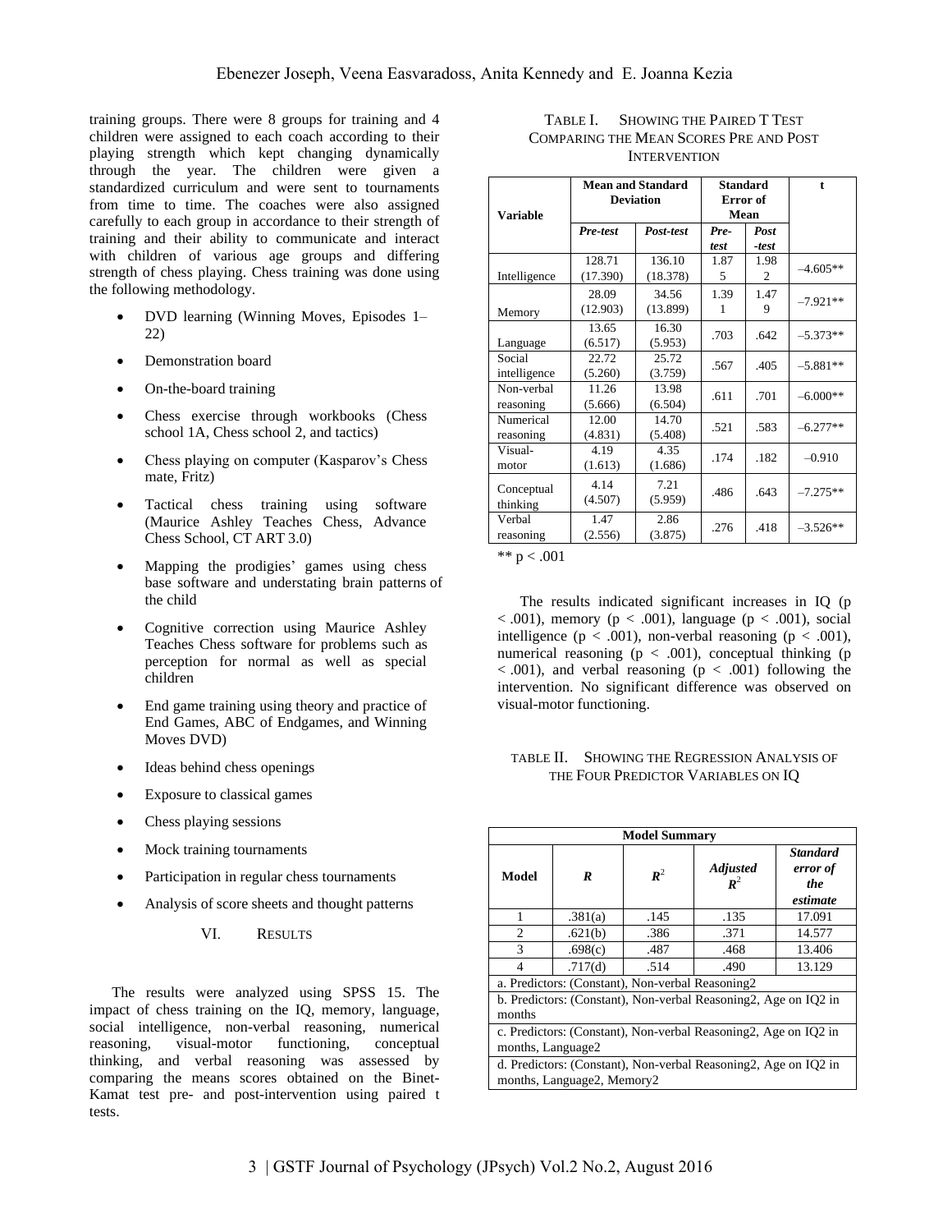training groups. There were 8 groups for training and 4 children were assigned to each coach according to their playing strength which kept changing dynamically through the year. The children were given a standardized curriculum and were sent to tournaments from time to time. The coaches were also assigned carefully to each group in accordance to their strength of training and their ability to communicate and interact with children of various age groups and differing strength of chess playing. Chess training was done using the following methodology.

- DVD learning (Winning Moves, Episodes 1–22)
- Demonstration board
- On-the-board training
- Chess exercise through workbooks (Chess school 1A, Chess school 2, and tactics)
- Chess playing on computer (Kasparov's Chess mate, Fritz)
- Tactical chess training using software (Maurice Ashley Teaches Chess, Advance Chess School, CT ART 3.0)
- Mapping the prodigies' games using chess base software and understating brain patterns of the child
- Cognitive correction using Maurice Ashley Teaches Chess software for problems such as perception for normal as well as special children
- End game training using theory and practice of End Games, ABC of Endgames, and Winning Moves DVD)
- Ideas behind chess openings
- Exposure to classical games
- Chess playing sessions
- Mock training tournaments
- Participation in regular chess tournaments
- Analysis of score sheets and thought patterns

## VI. Results

The results were analyzed using SPSS 15. The impact of chess training on the IQ, memory, language, social intelligence, non-verbal reasoning, numerical reasoning, visual-motor functioning, conceptual thinking, and verbal reasoning was assessed by comparing the means scores obtained on the Binet-Kamat test pre- and post-intervention using paired t tests.

TABLE I. Showing the Paired T Test Comparing the Mean Scores Pre and Post Intervention

| Variable | Mean and Standard Deviation | | Standard Error of Mean | | t |
|---|---|---|---|---|---|
| | *Pre-test* | *Post-test* | *Pre-test* | *Post-test* | |
| Intelligence | 128.71 (17.390) | 136.10 (18.378) | 1.875 | 1.982 | –4.605** |
| Memory | 28.09 (12.903) | 34.56 (13.899) | 1.391 | 1.479 | –7.921** |
| Language | 13.65 (6.517) | 16.30 (5.953) | .703 | .642 | –5.373** |
| Social intelligence | 22.72 (5.260) | 25.72 (3.759) | .567 | .405 | –5.881** |
| Non-verbal reasoning | 11.26 (5.666) | 13.98 (6.504) | .611 | .701 | –6.000** |
| Numerical reasoning | 12.00 (4.831) | 14.70 (5.408) | .521 | .583 | –6.277** |
| Visual-motor | 4.19 (1.613) | 4.35 (1.686) | .174 | .182 | –0.910 |
| Conceptual thinking | 4.14 (4.507) | 7.21 (5.959) | .486 | .643 | –7.275** |
| Verbal reasoning | 1.47 (2.556) | 2.86 (3.875) | .276 | .418 | –3.526** |

** $p < .001$

The results indicated significant increases in IQ ($p < .001$), memory ($p < .001$), language ($p < .001$), social intelligence ($p < .001$), non-verbal reasoning ($p < .001$), numerical reasoning ($p < .001$), conceptual thinking ($p < .001$), and verbal reasoning ($p < .001$) following the intervention. No significant difference was observed on visual-motor functioning.

TABLE II. Showing the Regression Analysis of the Four Predictor Variables on IQ

| Model Summary | | | | |
|---|---|---|---|---|
| **Model** | ***R*** | ***$R^2$*** | ***Adjusted $R^2$*** | ***Standard error of the estimate*** |
| 1 | .381(a) | .145 | .135 | 17.091 |
| 2 | .621(b) | .386 | .371 | 14.577 |
| 3 | .698(c) | .487 | .468 | 13.406 |
| 4 | .717(d) | .514 | .490 | 13.129 |
| a. Predictors: (Constant), Non-verbal Reasoning2 | | | | |
| b. Predictors: (Constant), Non-verbal Reasoning2, Age on IQ2 in months | | | | |
| c. Predictors: (Constant), Non-verbal Reasoning2, Age on IQ2 in months, Language2 | | | | |
| d. Predictors: (Constant), Non-verbal Reasoning2, Age on IQ2 in months, Language2, Memory2 | | | | |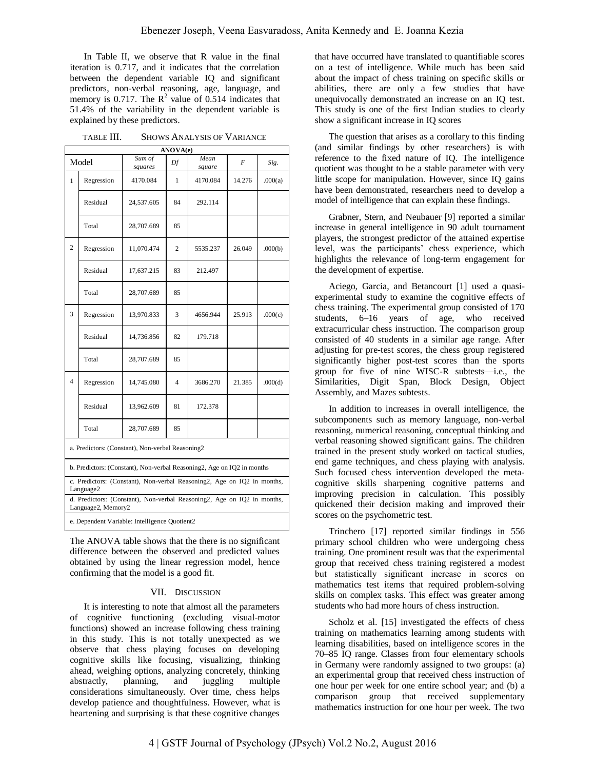In Table II, we observe that R value in the final iteration is 0.717, and it indicates that the correlation between the dependent variable IQ and significant predictors, non-verbal reasoning, age, language, and memory is 0.717. The $R^2$ value of 0.514 indicates that 51.4% of the variability in the dependent variable is explained by these predictors.

TABLE III. SHOWS ANALYSIS OF VARIANCE

| ANOVA(e) | | | | | | |
|---|---|---|---|---|---|---|
| Model | | *Sum of squares* | *Df* | *Mean square* | *F* | *Sig.* |
| 1 | Regression | 4170.084 | 1 | 4170.084 | 14.276 | .000(a) |
| | Residual | 24,537.605 | 84 | 292.114 | | |
| | Total | 28,707.689 | 85 | | | |
| 2 | Regression | 11,070.474 | 2 | 5535.237 | 26.049 | .000(b) |
| | Residual | 17,637.215 | 83 | 212.497 | | |
| | Total | 28,707.689 | 85 | | | |
| 3 | Regression | 13,970.833 | 3 | 4656.944 | 25.913 | .000(c) |
| | Residual | 14,736.856 | 82 | 179.718 | | |
| | Total | 28,707.689 | 85 | | | |
| 4 | Regression | 14,745.080 | 4 | 3686.270 | 21.385 | .000(d) |
| | Residual | 13,962.609 | 81 | 172.378 | | |
| | Total | 28,707.689 | 85 | | | |

a. Predictors: (Constant), Non-verbal Reasoning2

b. Predictors: (Constant), Non-verbal Reasoning2, Age on IQ2 in months

c. Predictors: (Constant), Non-verbal Reasoning2, Age on IQ2 in months, Language2

d. Predictors: (Constant), Non-verbal Reasoning2, Age on IQ2 in months, Language2, Memory2

e. Dependent Variable: Intelligence Quotient2

The ANOVA table shows that the there is no significant difference between the observed and predicted values obtained by using the linear regression model, hence confirming that the model is a good fit.

## VII. DISCUSSION

It is interesting to note that almost all the parameters of cognitive functioning (excluding visual-motor functions) showed an increase following chess training in this study. This is not totally unexpected as we observe that chess playing focuses on developing cognitive skills like focusing, visualizing, thinking ahead, weighing options, analyzing concretely, thinking abstractly, planning, and juggling multiple considerations simultaneously. Over time, chess helps develop patience and thoughtfulness. However, what is heartening and surprising is that these cognitive changes that have occurred have translated to quantifiable scores on a test of intelligence. While much has been said about the impact of chess training on specific skills or abilities, there are only a few studies that have unequivocally demonstrated an increase on an IQ test. This study is one of the first Indian studies to clearly show a significant increase in IQ scores

The question that arises as a corollary to this finding (and similar findings by other researchers) is with reference to the fixed nature of IQ. The intelligence quotient was thought to be a stable parameter with very little scope for manipulation. However, since IQ gains have been demonstrated, researchers need to develop a model of intelligence that can explain these findings.

Grabner, Stern, and Neubauer [9] reported a similar increase in general intelligence in 90 adult tournament players, the strongest predictor of the attained expertise level, was the participants' chess experience, which highlights the relevance of long-term engagement for the development of expertise.

Aciego, Garcia, and Betancourt [1] used a quasi-experimental study to examine the cognitive effects of chess training. The experimental group consisted of 170 students, 6–16 years of age, who received extracurricular chess instruction. The comparison group consisted of 40 students in a similar age range. After adjusting for pre-test scores, the chess group registered significantly higher post-test scores than the sports group for five of nine WISC-R subtests—i.e., the Similarities, Digit Span, Block Design, Object Assembly, and Mazes subtests.

In addition to increases in overall intelligence, the subcomponents such as memory language, non-verbal reasoning, numerical reasoning, conceptual thinking and verbal reasoning showed significant gains. The children trained in the present study worked on tactical studies, end game techniques, and chess playing with analysis. Such focused chess intervention developed the meta-cognitive skills sharpening cognitive patterns and improving precision in calculation. This possibly quickened their decision making and improved their scores on the psychometric test.

Trinchero [17] reported similar findings in 556 primary school children who were undergoing chess training. One prominent result was that the experimental group that received chess training registered a modest but statistically significant increase in scores on mathematics test items that required problem-solving skills on complex tasks. This effect was greater among students who had more hours of chess instruction.

Scholz et al. [15] investigated the effects of chess training on mathematics learning among students with learning disabilities, based on intelligence scores in the 70–85 IQ range. Classes from four elementary schools in Germany were randomly assigned to two groups: (a) an experimental group that received chess instruction of one hour per week for one entire school year; and (b) a comparison group that received supplementary mathematics instruction for one hour per week. The two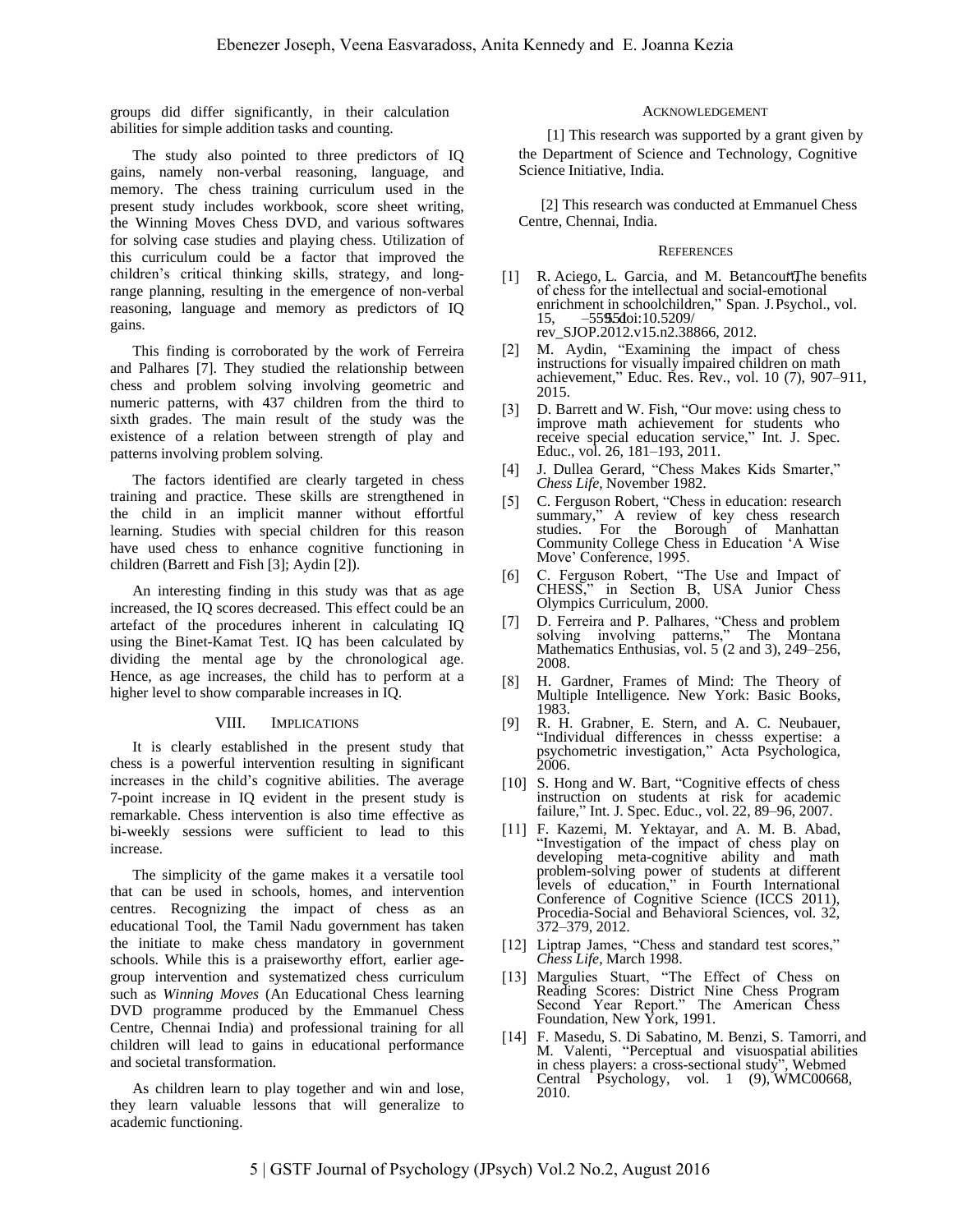groups did differ significantly, in their calculation abilities for simple addition tasks and counting.

The study also pointed to three predictors of IQ gains, namely non-verbal reasoning, language, and memory. The chess training curriculum used in the present study includes workbook, score sheet writing, the Winning Moves Chess DVD, and various softwares for solving case studies and playing chess. Utilization of this curriculum could be a factor that improved the children's critical thinking skills, strategy, and long-range planning, resulting in the emergence of non-verbal reasoning, language and memory as predictors of IQ gains.

This finding is corroborated by the work of Ferreira and Palhares [7]. They studied the relationship between chess and problem solving involving geometric and numeric patterns, with 437 children from the third to sixth grades. The main result of the study was the existence of a relation between strength of play and patterns involving problem solving.

The factors identified are clearly targeted in chess training and practice. These skills are strengthened in the child in an implicit manner without effortful learning. Studies with special children for this reason have used chess to enhance cognitive functioning in children (Barrett and Fish [3]; Aydin [2]).

An interesting finding in this study was that as age increased, the IQ scores decreased. This effect could be an artefact of the procedures inherent in calculating IQ using the Binet-Kamat Test. IQ has been calculated by dividing the mental age by the chronological age. Hence, as age increases, the child has to perform at a higher level to show comparable increases in IQ.

## VIII. Implications

It is clearly established in the present study that chess is a powerful intervention resulting in significant increases in the child's cognitive abilities. The average 7-point increase in IQ evident in the present study is remarkable. Chess intervention is also time effective as bi-weekly sessions were sufficient to lead to this increase.

The simplicity of the game makes it a versatile tool that can be used in schools, homes, and intervention centres. Recognizing the impact of chess as an educational Tool, the Tamil Nadu government has taken the initiate to make chess mandatory in government schools. While this is a praiseworthy effort, earlier age-group intervention and systematized chess curriculum such as *Winning Moves* (An Educational Chess learning DVD programme produced by the Emmanuel Chess Centre, Chennai India) and professional training for all children will lead to gains in educational performance and societal transformation.

As children learn to play together and win and lose, they learn valuable lessons that will generalize to academic functioning.

## Acknowledgement

[1] This research was supported by a grant given by the Department of Science and Technology, Cognitive Science Initiative, India.

[2] This research was conducted at Emmanuel Chess Centre, Chennai, India.

## References

[1] R. Aciego, L. Garcia, and M. Betancourt, "The benefits of chess for the intellectual and social-emotional enrichment in schoolchildren," Span. J. Psychol., vol. 15, –559, doi:10.5209/rev_SJOP.2012.v15.n2.38866, 2012.

[2] M. Aydin, "Examining the impact of chess instructions for visually impaired children on math achievement," Educ. Res. Rev., vol. 10 (7), 907–911, 2015.

[3] D. Barrett and W. Fish, "Our move: using chess to improve math achievement for students who receive special education service," Int. J. Spec. Educ., vol. 26, 181–193, 2011.

[4] J. Dullea Gerard, "Chess Makes Kids Smarter," *Chess Life*, November 1982.

[5] C. Ferguson Robert, "Chess in education: research summary," A review of key chess research studies. For the Borough of Manhattan Community College Chess in Education 'A Wise Move' Conference, 1995.

[6] C. Ferguson Robert, "The Use and Impact of CHESS," in Section B, USA Junior Chess Olympics Curriculum, 2000.

[7] D. Ferreira and P. Palhares, "Chess and problem solving involving patterns," The Montana Mathematics Enthusias, vol. 5 (2 and 3), 249–256, 2008.

[8] H. Gardner, Frames of Mind: The Theory of Multiple Intelligence. New York: Basic Books, 1983.

[9] R. H. Grabner, E. Stern, and A. C. Neubauer, "Individual differences in chesss expertise: a psychometric investigation," Acta Psychologica, 2006.

[10] S. Hong and W. Bart, "Cognitive effects of chess instruction on students at risk for academic failure," Int. J. Spec. Educ., vol. 22, 89–96, 2007.

[11] F. Kazemi, M. Yektayar, and A. M. B. Abad, "Investigation of the impact of chess play on developing meta-cognitive ability and math problem-solving power of students at different levels of education," in Fourth International Conference of Cognitive Science (ICCS 2011), Procedia-Social and Behavioral Sciences, vol. 32, 372–379, 2012.

[12] Liptrap James, "Chess and standard test scores," *Chess Life*, March 1998.

[13] Margulies Stuart, "The Effect of Chess on Reading Scores: District Nine Chess Program Second Year Report." The American Chess Foundation, New York, 1991.

[14] F. Masedu, S. Di Sabatino, M. Benzi, S. Tamorri, and M. Valenti, "Perceptual and visuospatial abilities in chess players: a cross-sectional study", Webmed Central Psychology, vol. 1 (9), WMC00668, 2010.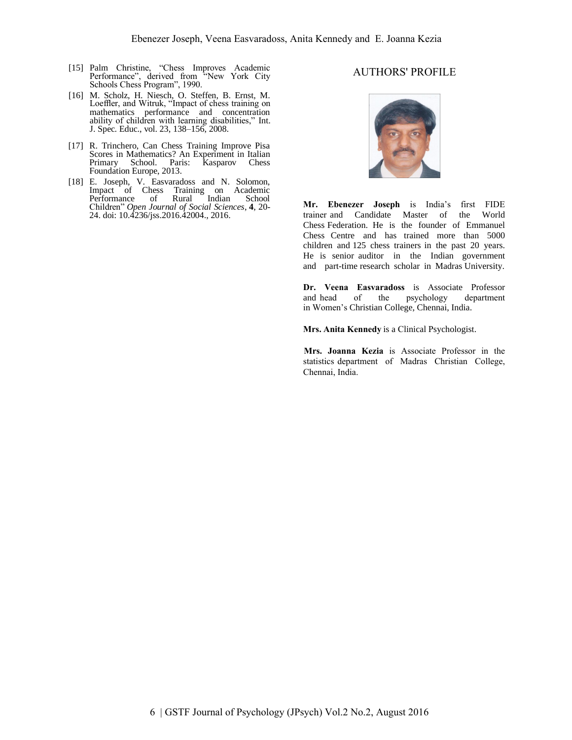[15] Palm Christine, "Chess Improves Academic Performance", derived from "New York City Schools Chess Program", 1990.

[16] M. Scholz, H. Niesch, O. Steffen, B. Ernst, M. Loeffler, and Witruk, "Impact of chess training on mathematics performance and concentration ability of children with learning disabilities," Int. J. Spec. Educ., vol. 23, 138–156, 2008.

[17] R. Trinchero, Can Chess Training Improve Pisa Scores in Mathematics? An Experiment in Italian Primary School. Paris: Kasparov Chess Foundation Europe, 2013.

[18] E. Joseph, V. Easvaradoss and N. Solomon, Impact of Chess Training on Academic Performance of Rural Indian School Children" *Open Journal of Social Sciences*, **4**, 20-24. doi: 10.4236/jss.2016.42004., 2016.

## AUTHORS' PROFILE

**Mr. Ebenezer Joseph** is India's first FIDE trainer and Candidate Master of the World Chess Federation. He is the founder of Emmanuel Chess Centre and has trained more than 5000 children and 125 chess trainers in the past 20 years. He is senior auditor in the Indian government and part-time research scholar in Madras University.

**Dr. Veena Easvaradoss** is Associate Professor and head of the psychology department in Women's Christian College, Chennai, India.

**Mrs. Anita Kennedy** is a Clinical Psychologist.

**Mrs. Joanna Kezia** is Associate Professor in the statistics department of Madras Christian College, Chennai, India.